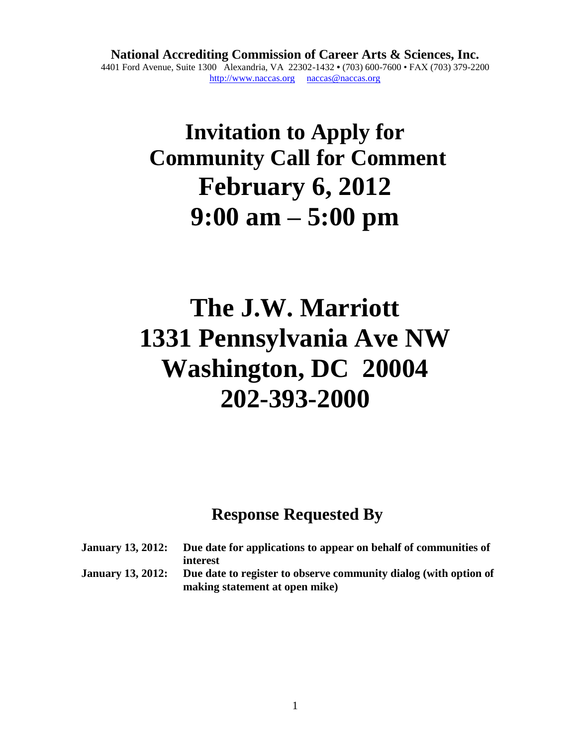**National Accrediting Commission of Career Arts & Sciences, Inc.**
4401 Ford Avenue, Suite 1300 Alexandria, VA 22302-1432 • (703) 600-7600 • FAX (703) 379-2200
http://www.naccas.org naccas@naccas.org

# Invitation to Apply for Community Call for Comment February 6, 2012 9:00 am – 5:00 pm

# The J.W. Marriott 1331 Pennsylvania Ave NW Washington, DC 20004 202-393-2000

## Response Requested By

**January 13, 2012:** **Due date for applications to appear on behalf of communities of interest**

**January 13, 2012:** **Due date to register to observe community dialog (with option of making statement at open mike)**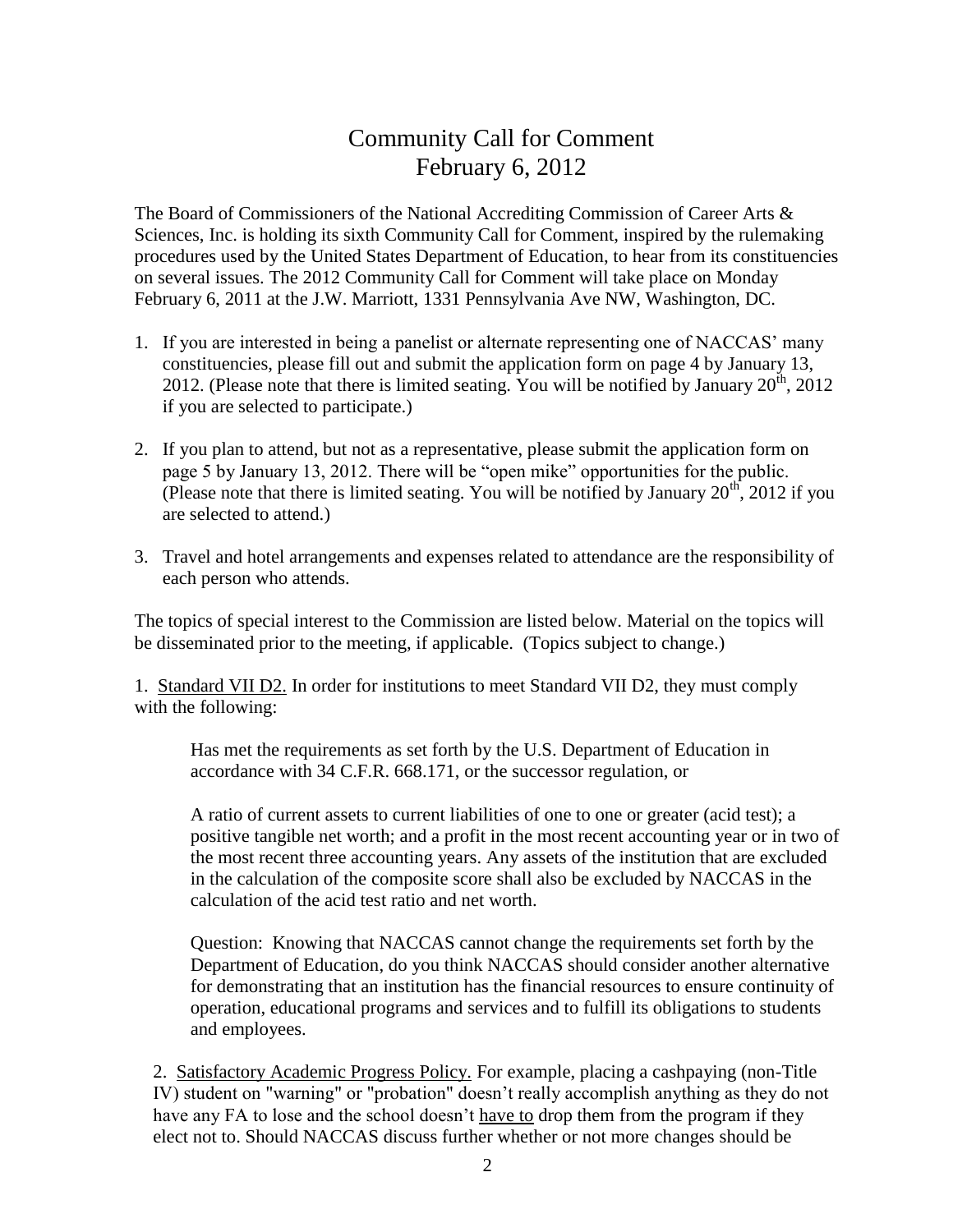# Community Call for Comment
# February 6, 2012

The Board of Commissioners of the National Accrediting Commission of Career Arts & Sciences, Inc. is holding its sixth Community Call for Comment, inspired by the rulemaking procedures used by the United States Department of Education, to hear from its constituencies on several issues. The 2012 Community Call for Comment will take place on Monday February 6, 2011 at the J.W. Marriott, 1331 Pennsylvania Ave NW, Washington, DC.

1. If you are interested in being a panelist or alternate representing one of NACCAS' many constituencies, please fill out and submit the application form on page 4 by January 13, 2012. (Please note that there is limited seating. You will be notified by January 20th, 2012 if you are selected to participate.)

2. If you plan to attend, but not as a representative, please submit the application form on page 5 by January 13, 2012. There will be "open mike" opportunities for the public. (Please note that there is limited seating. You will be notified by January 20th, 2012 if you are selected to attend.)

3. Travel and hotel arrangements and expenses related to attendance are the responsibility of each person who attends.

The topics of special interest to the Commission are listed below. Material on the topics will be disseminated prior to the meeting, if applicable. (Topics subject to change.)

1. <u>Standard VII D2.</u> In order for institutions to meet Standard VII D2, they must comply with the following:

    Has met the requirements as set forth by the U.S. Department of Education in accordance with 34 C.F.R. 668.171, or the successor regulation, or

    A ratio of current assets to current liabilities of one to one or greater (acid test); a positive tangible net worth; and a profit in the most recent accounting year or in two of the most recent three accounting years. Any assets of the institution that are excluded in the calculation of the composite score shall also be excluded by NACCAS in the calculation of the acid test ratio and net worth.

    Question: Knowing that NACCAS cannot change the requirements set forth by the Department of Education, do you think NACCAS should consider another alternative for demonstrating that an institution has the financial resources to ensure continuity of operation, educational programs and services and to fulfill its obligations to students and employees.

2. <u>Satisfactory Academic Progress Policy.</u> For example, placing a cashpaying (non-Title IV) student on "warning" or "probation" doesn't really accomplish anything as they do not have any FA to lose and the school doesn't <u>have to</u> drop them from the program if they elect not to. Should NACCAS discuss further whether or not more changes should be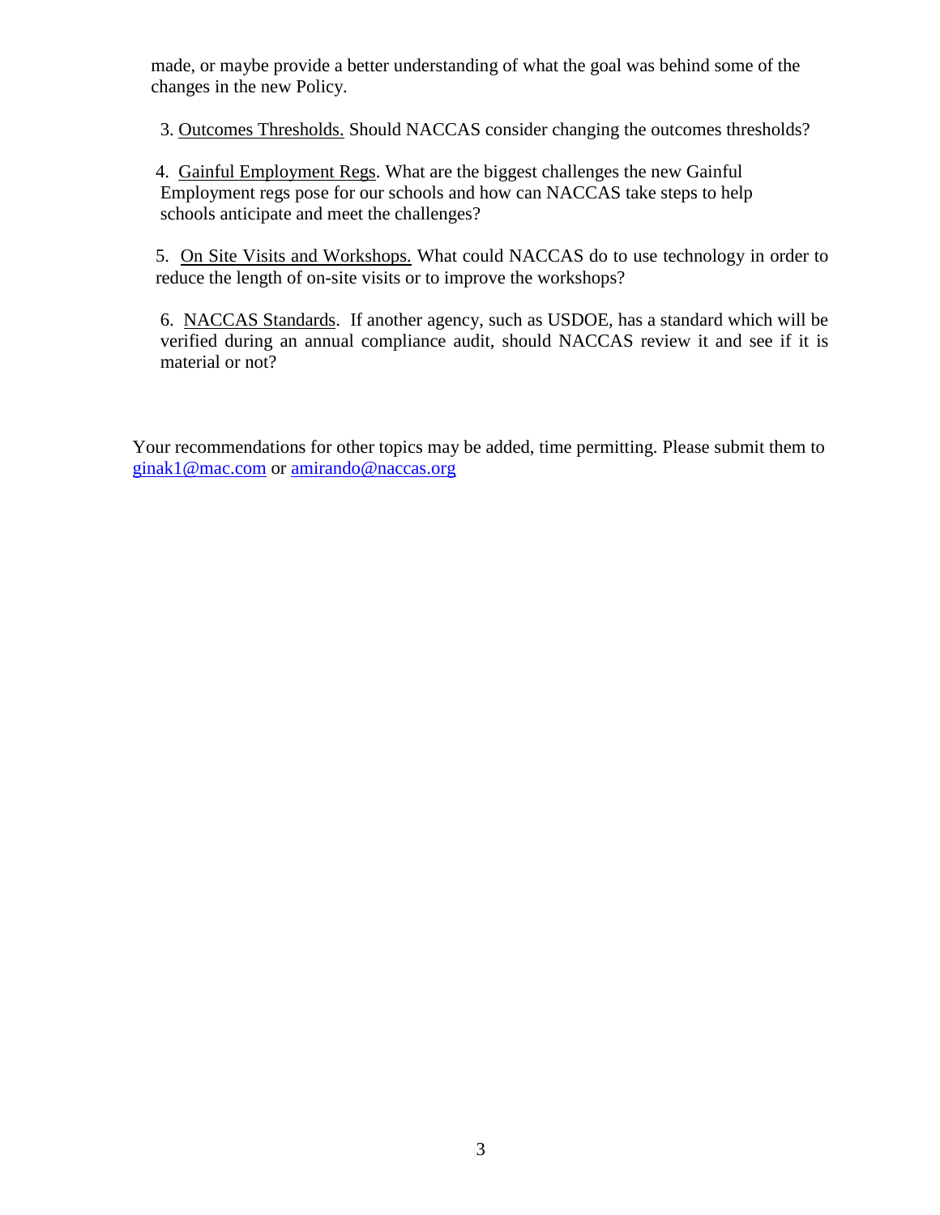made, or maybe provide a better understanding of what the goal was behind some of the changes in the new Policy.

3. Outcomes Thresholds. Should NACCAS consider changing the outcomes thresholds?

4. Gainful Employment Regs. What are the biggest challenges the new Gainful Employment regs pose for our schools and how can NACCAS take steps to help schools anticipate and meet the challenges?

5. On Site Visits and Workshops. What could NACCAS do to use technology in order to reduce the length of on-site visits or to improve the workshops?

6. NACCAS Standards. If another agency, such as USDOE, has a standard which will be verified during an annual compliance audit, should NACCAS review it and see if it is material or not?

Your recommendations for other topics may be added, time permitting. Please submit them to ginak1@mac.com or amirando@naccas.org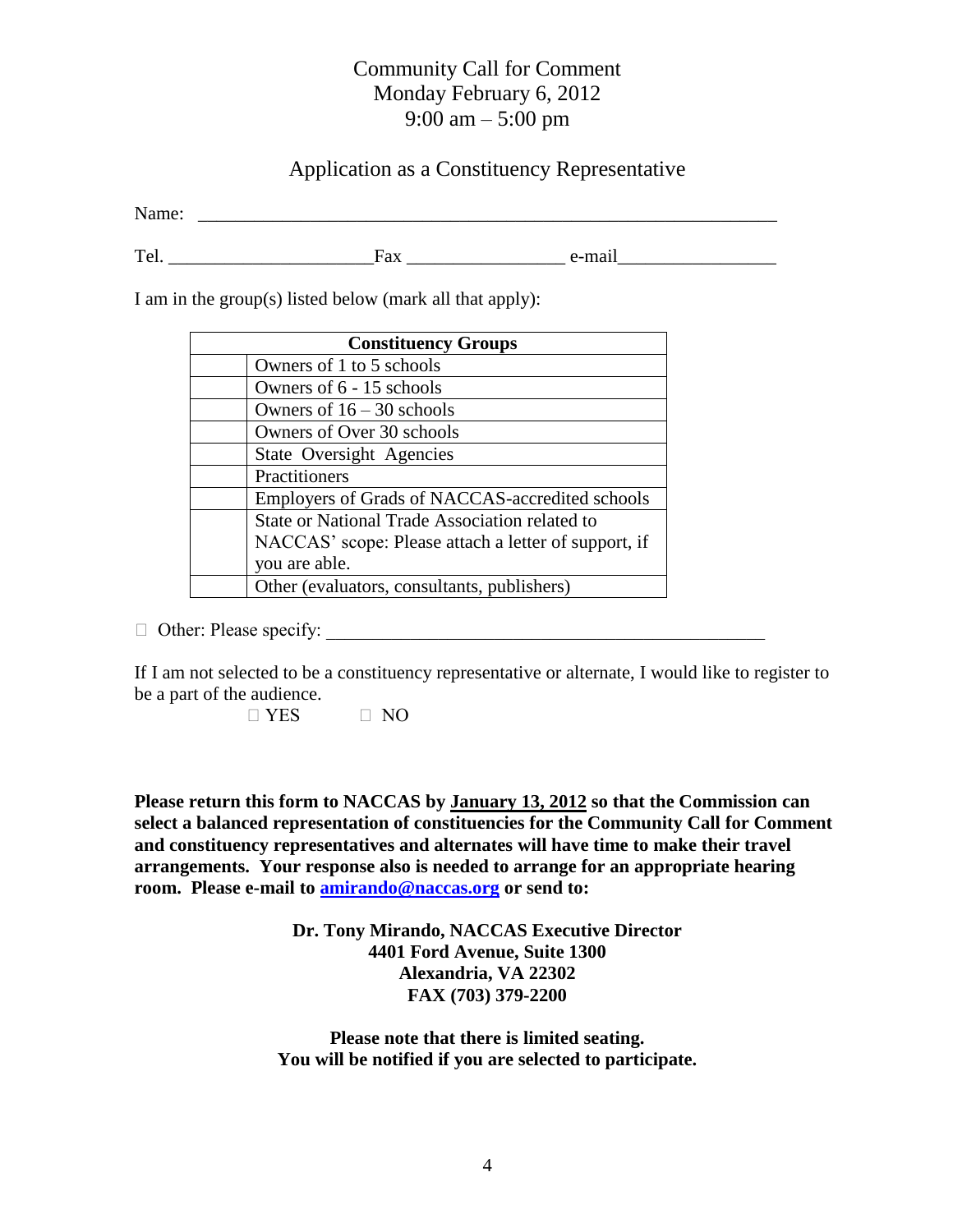Community Call for Comment
Monday February 6, 2012
9:00 am – 5:00 pm

## Application as a Constituency Representative

Name: ______________________________________________________________

Tel. ______________________ Fax _________________ e-mail_________________

I am in the group(s) listed below (mark all that apply):

| | **Constituency Groups** |
|---|---|
| | Owners of 1 to 5 schools |
| | Owners of 6 - 15 schools |
| | Owners of 16 – 30 schools |
| | Owners of Over 30 schools |
| | State Oversight Agencies |
| | Practitioners |
| | Employers of Grads of NACCAS-accredited schools |
| | State or National Trade Association related to NACCAS' scope: Please attach a letter of support, if you are able. |
| | Other (evaluators, consultants, publishers) |

☐ Other: Please specify: ________________________________________________

If I am not selected to be a constituency representative or alternate, I would like to register to be a part of the audience.

☐ YES ☐ NO

**Please return this form to NACCAS by January 13, 2012 so that the Commission can select a balanced representation of constituencies for the Community Call for Comment and constituency representatives and alternates will have time to make their travel arrangements. Your response also is needed to arrange for an appropriate hearing room. Please e-mail to amirando@naccas.org or send to:**

**Dr. Tony Mirando, NACCAS Executive Director**
**4401 Ford Avenue, Suite 1300**
**Alexandria, VA 22302**
**FAX (703) 379-2200**

**Please note that there is limited seating.**
**You will be notified if you are selected to participate.**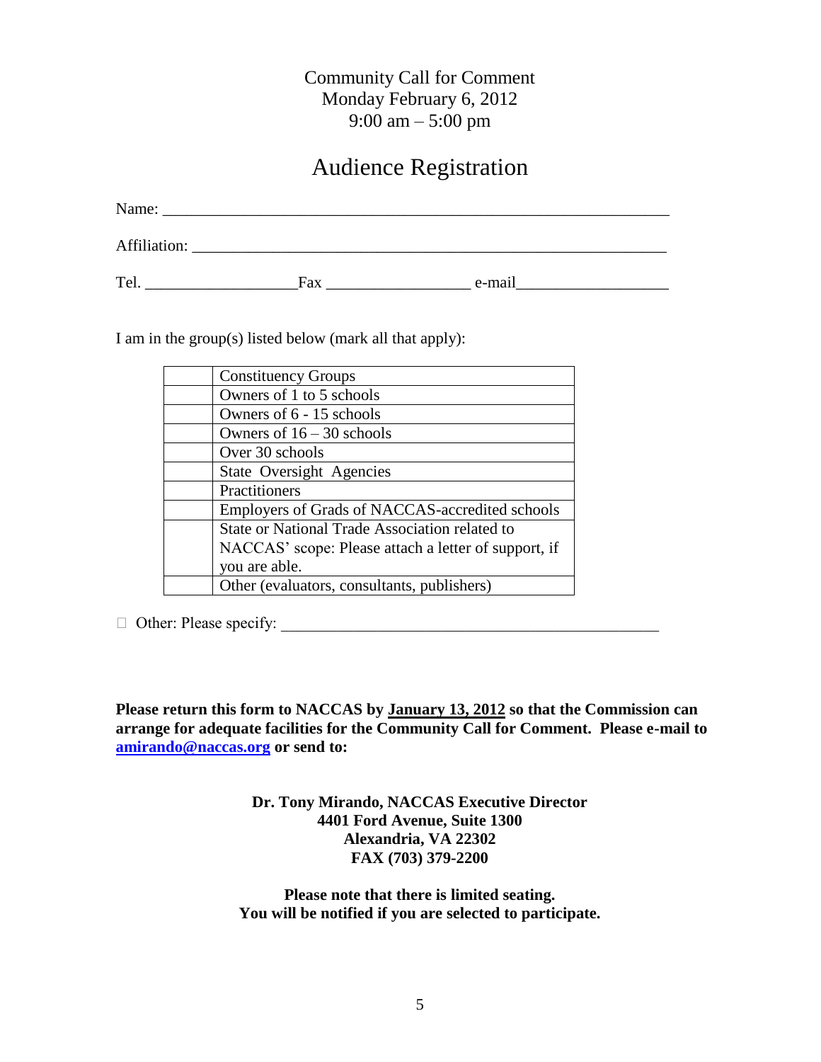Community Call for Comment
Monday February 6, 2012
9:00 am – 5:00 pm

# Audience Registration

Name: ___________________________________________________________________

Affiliation: ______________________________________________________________

Tel. ___________________ Fax _________________ e-mail__________________

I am in the group(s) listed below (mark all that apply):

| | |
|---|---|
| | Constituency Groups |
| | Owners of 1 to 5 schools |
| | Owners of 6 - 15 schools |
| | Owners of 16 – 30 schools |
| | Over 30 schools |
| | State Oversight Agencies |
| | Practitioners |
| | Employers of Grads of NACCAS-accredited schools |
| | State or National Trade Association related to NACCAS' scope: Please attach a letter of support, if you are able. |
| | Other (evaluators, consultants, publishers) |

☐ Other: Please specify: ______________________________________________

**Please return this form to NACCAS by January 13, 2012 so that the Commission can arrange for adequate facilities for the Community Call for Comment. Please e-mail to amirando@naccas.org or send to:**

**Dr. Tony Mirando, NACCAS Executive Director**
**4401 Ford Avenue, Suite 1300**
**Alexandria, VA 22302**
**FAX (703) 379-2200**

**Please note that there is limited seating.**
**You will be notified if you are selected to participate.**